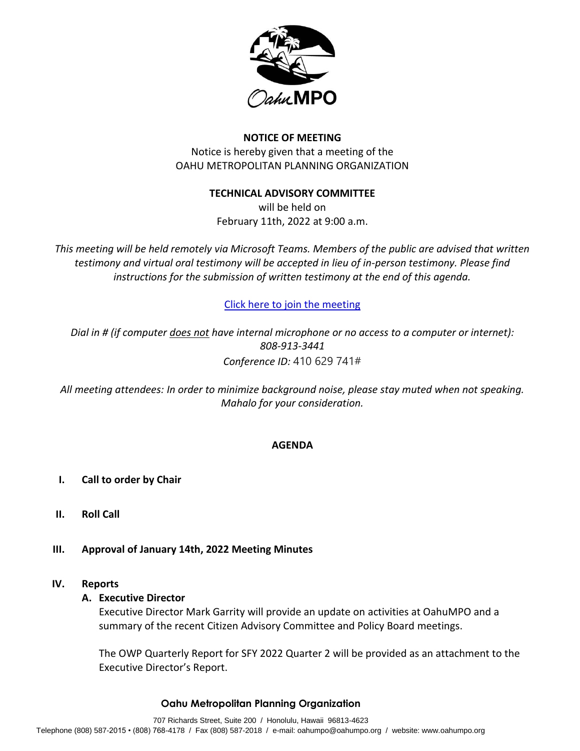OahuMPO

**NOTICE OF MEETING**

Notice is hereby given that a meeting of the
OAHU METROPOLITAN PLANNING ORGANIZATION

**TECHNICAL ADVISORY COMMITTEE**

will be held on
February 11th, 2022 at 9:00 a.m.

*This meeting will be held remotely via Microsoft Teams. Members of the public are advised that written testimony and virtual oral testimony will be accepted in lieu of in-person testimony. Please find instructions for the submission of written testimony at the end of this agenda.*

[Click here to join the meeting]

*Dial in # (if computer does not have internal microphone or no access to a computer or internet): 808-913-3441*
*Conference ID:* 410 629 741#

*All meeting attendees: In order to minimize background noise, please stay muted when not speaking. Mahalo for your consideration.*

## AGENDA

**I. Call to order by Chair**

**II. Roll Call**

**III. Approval of January 14th, 2022 Meeting Minutes**

**IV. Reports**

**A. Executive Director**

Executive Director Mark Garrity will provide an update on activities at OahuMPO and a summary of the recent Citizen Advisory Committee and Policy Board meetings.

The OWP Quarterly Report for SFY 2022 Quarter 2 will be provided as an attachment to the Executive Director's Report.

**Oahu Metropolitan Planning Organization**

707 Richards Street, Suite 200 / Honolulu, Hawaii 96813-4623
Telephone (808) 587-2015 • (808) 768-4178 / Fax (808) 587-2018 / e-mail: oahumpo@oahumpo.org / website: www.oahumpo.org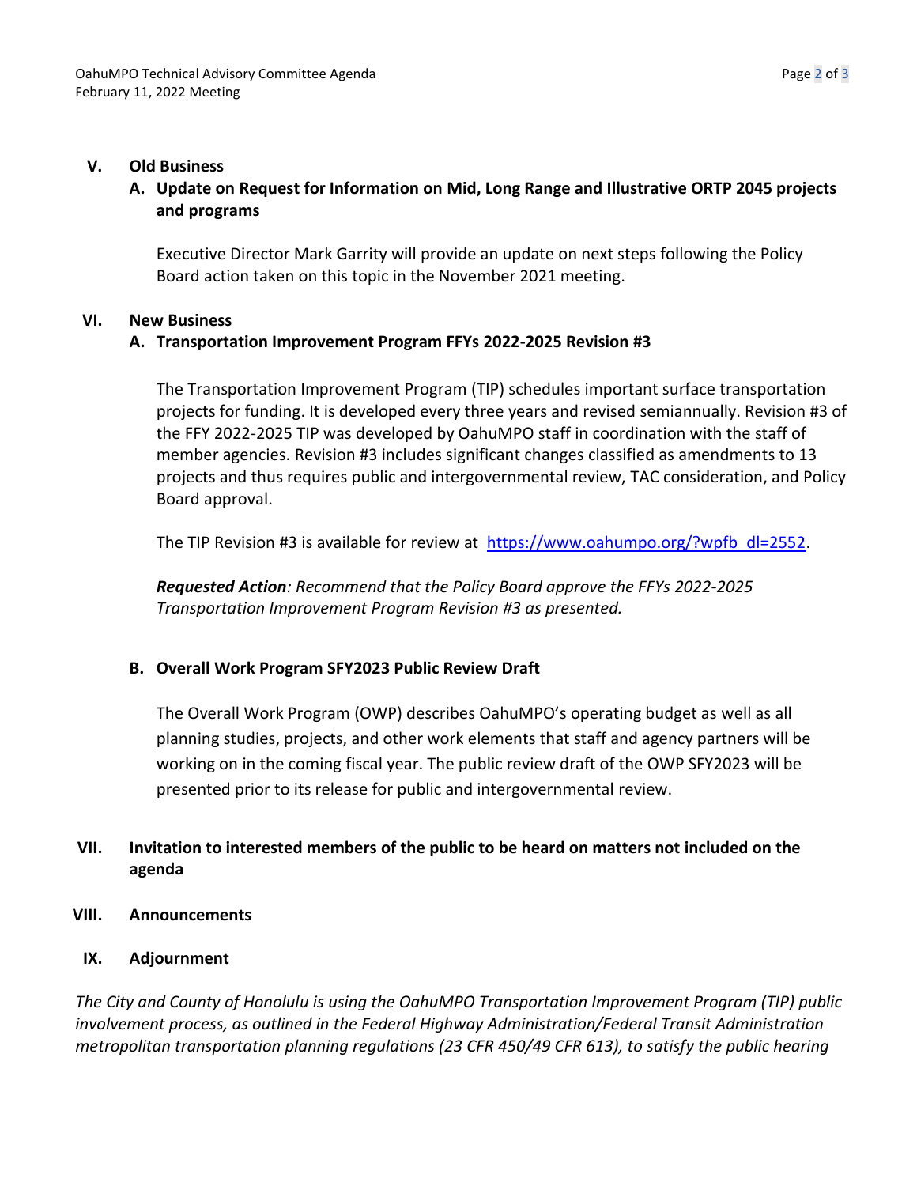## V. Old Business

### A. Update on Request for Information on Mid, Long Range and Illustrative ORTP 2045 projects and programs

Executive Director Mark Garrity will provide an update on next steps following the Policy Board action taken on this topic in the November 2021 meeting.

## VI. New Business

### A. Transportation Improvement Program FFYs 2022-2025 Revision #3

The Transportation Improvement Program (TIP) schedules important surface transportation projects for funding. It is developed every three years and revised semiannually. Revision #3 of the FFY 2022-2025 TIP was developed by OahuMPO staff in coordination with the staff of member agencies. Revision #3 includes significant changes classified as amendments to 13 projects and thus requires public and intergovernmental review, TAC consideration, and Policy Board approval.

The TIP Revision #3 is available for review at [https://www.oahumpo.org/?wpfb_dl=2552](https://www.oahumpo.org/?wpfb_dl=2552).

***Requested Action****: Recommend that the Policy Board approve the FFYs 2022-2025 Transportation Improvement Program Revision #3 as presented.*

### B. Overall Work Program SFY2023 Public Review Draft

The Overall Work Program (OWP) describes OahuMPO's operating budget as well as all planning studies, projects, and other work elements that staff and agency partners will be working on in the coming fiscal year. The public review draft of the OWP SFY2023 will be presented prior to its release for public and intergovernmental review.

## VII. Invitation to interested members of the public to be heard on matters not included on the agenda

## VIII. Announcements

## IX. Adjournment

*The City and County of Honolulu is using the OahuMPO Transportation Improvement Program (TIP) public involvement process, as outlined in the Federal Highway Administration/Federal Transit Administration metropolitan transportation planning regulations (23 CFR 450/49 CFR 613), to satisfy the public hearing*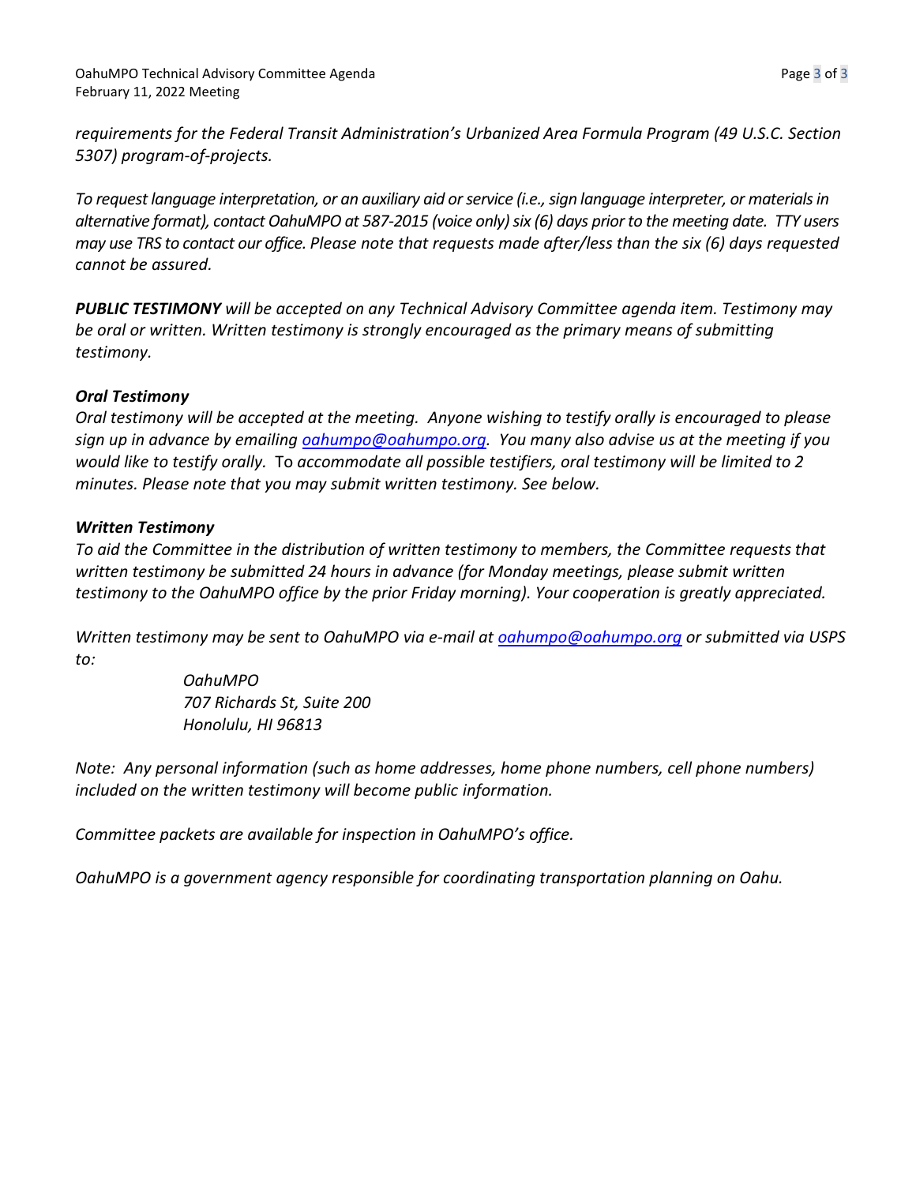*requirements for the Federal Transit Administration's Urbanized Area Formula Program (49 U.S.C. Section 5307) program-of-projects.*

*To request language interpretation, or an auxiliary aid or service (i.e., sign language interpreter, or materials in alternative format), contact OahuMPO at 587-2015 (voice only) six (6) days prior to the meeting date. TTY users may use TRS to contact our office. Please note that requests made after/less than the six (6) days requested cannot be assured.*

***PUBLIC TESTIMONY** will be accepted on any Technical Advisory Committee agenda item. Testimony may be oral or written. Written testimony is strongly encouraged as the primary means of submitting testimony.*

***Oral Testimony***
*Oral testimony will be accepted at the meeting. Anyone wishing to testify orally is encouraged to please sign up in advance by emailing [oahumpo@oahumpo.org](mailto:oahumpo@oahumpo.org). You many also advise us at the meeting if you would like to testify orally.* To *accommodate all possible testifiers, oral testimony will be limited to 2 minutes. Please note that you may submit written testimony. See below.*

***Written Testimony***
*To aid the Committee in the distribution of written testimony to members, the Committee requests that written testimony be submitted 24 hours in advance (for Monday meetings, please submit written testimony to the OahuMPO office by the prior Friday morning). Your cooperation is greatly appreciated.*

*Written testimony may be sent to OahuMPO via e-mail at [oahumpo@oahumpo.org](mailto:oahumpo@oahumpo.org) or submitted via USPS to:*

> *OahuMPO*
> *707 Richards St, Suite 200*
> *Honolulu, HI 96813*

*Note: Any personal information (such as home addresses, home phone numbers, cell phone numbers) included on the written testimony will become public information.*

*Committee packets are available for inspection in OahuMPO's office.*

*OahuMPO is a government agency responsible for coordinating transportation planning on Oahu.*